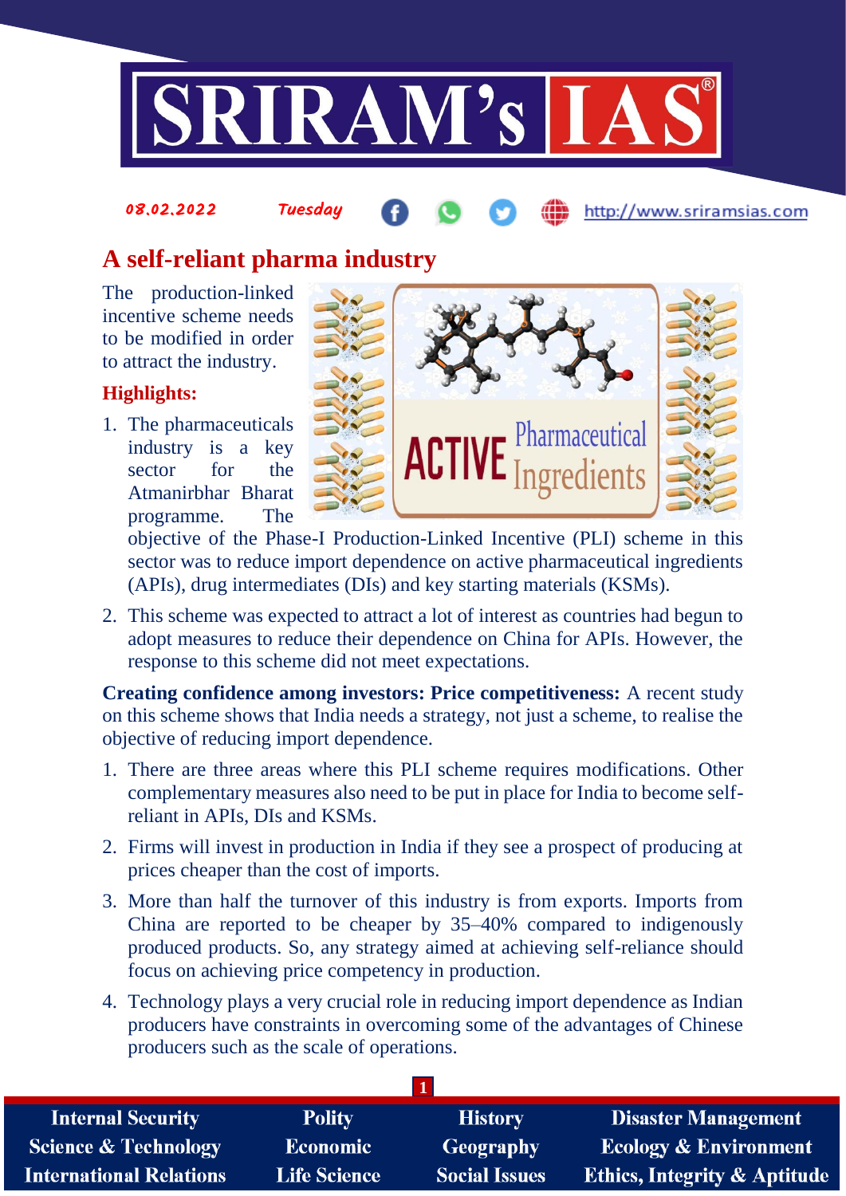08.02.2022 Tuesday http://www.sriramsias.com

# A self-reliant pharma industry

The production-linked incentive scheme needs to be modified in order to attract the industry.

### Highlights:

1. The pharmaceuticals industry is a key sector for the Atmanirbhar Bharat programme. The objective of the Phase-I Production-Linked Incentive (PLI) scheme in this sector was to reduce import dependence on active pharmaceutical ingredients (APIs), drug intermediates (DIs) and key starting materials (KSMs).
2. This scheme was expected to attract a lot of interest as countries had begun to adopt measures to reduce their dependence on China for APIs. However, the response to this scheme did not meet expectations.

**Creating confidence among investors: Price competitiveness:** A recent study on this scheme shows that India needs a strategy, not just a scheme, to realise the objective of reducing import dependence.

1. There are three areas where this PLI scheme requires modifications. Other complementary measures also need to be put in place for India to become self-reliant in APIs, DIs and KSMs.
2. Firms will invest in production in India if they see a prospect of producing at prices cheaper than the cost of imports.
3. More than half the turnover of this industry is from exports. Imports from China are reported to be cheaper by 35–40% compared to indigenously produced products. So, any strategy aimed at achieving self-reliance should focus on achieving price competency in production.
4. Technology plays a very crucial role in reducing import dependence as Indian producers have constraints in overcoming some of the advantages of Chinese producers such as the scale of operations.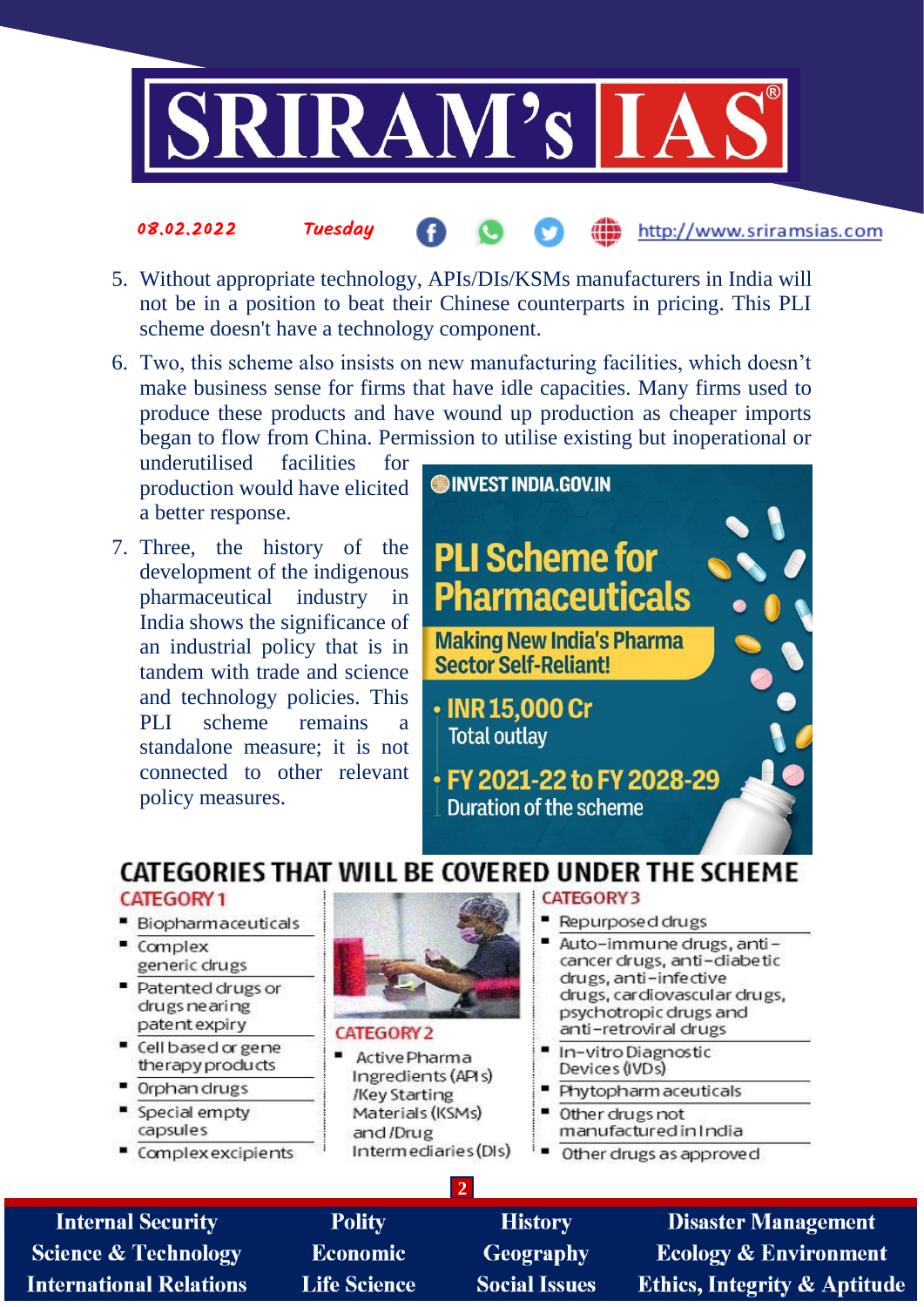5. Without appropriate technology, APIs/DIs/KSMs manufacturers in India will not be in a position to beat their Chinese counterparts in pricing. This PLI scheme doesn't have a technology component.
6. Two, this scheme also insists on new manufacturing facilities, which doesn't make business sense for firms that have idle capacities. Many firms used to produce these products and have wound up production as cheaper imports began to flow from China. Permission to utilise existing but inoperational or underutilised facilities for production would have elicited a better response.
7. Three, the history of the development of the indigenous pharmaceutical industry in India shows the significance of an industrial policy that is in tandem with trade and science and technology policies. This PLI scheme remains a standalone measure; it is not connected to other relevant policy measures.

**INVEST INDIA.GOV.IN**

## PLI Scheme for Pharmaceuticals

**Making New India's Pharma Sector Self-Reliant!**

- **INR 15,000 Cr** Total outlay
- **FY 2021-22 to FY 2028-29** Duration of the scheme

## CATEGORIES THAT WILL BE COVERED UNDER THE SCHEME

**CATEGORY 1**

- Biopharmaceuticals
- Complex generic drugs
- Patented drugs or drugs nearing patent expiry
- Cell based or gene therapy products
- Orphan drugs
- Special empty capsules
- Complex excipients

**CATEGORY 2**

- Active Pharma Ingredients (APIs) /Key Starting Materials (KSMs) and /Drug Intermediaries (DIs)

**CATEGORY 3**

- Repurposed drugs
- Auto-immune drugs, anti-cancer drugs, anti-diabetic drugs, anti-infective drugs, cardiovascular drugs, psychotropic drugs and anti-retroviral drugs
- In-vitro Diagnostic Devices (IVDs)
- Phytopharmaceuticals
- Other drugs not manufactured in India
- Other drugs as approved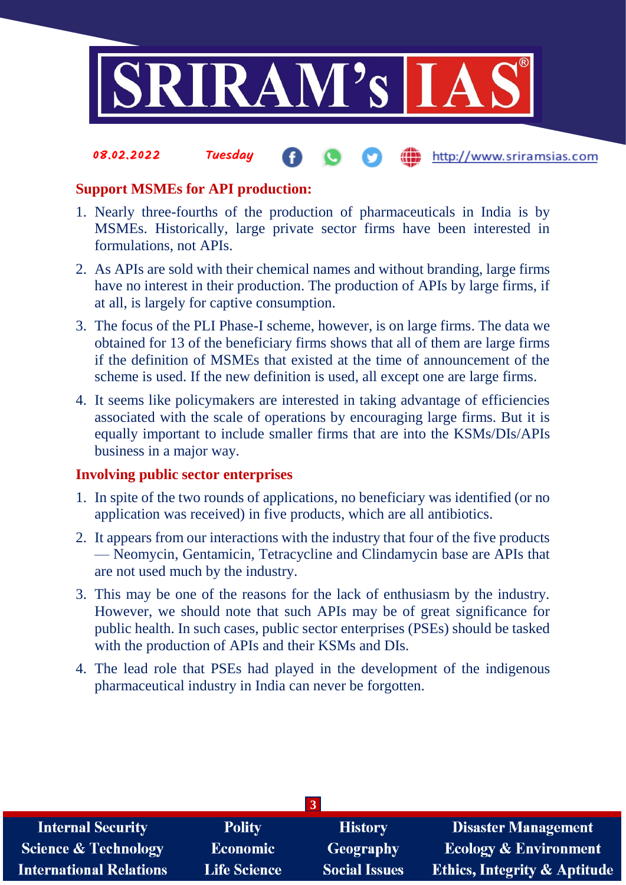## Support MSMEs for API production:

1. Nearly three-fourths of the production of pharmaceuticals in India is by MSMEs. Historically, large private sector firms have been interested in formulations, not APIs.
2. As APIs are sold with their chemical names and without branding, large firms have no interest in their production. The production of APIs by large firms, if at all, is largely for captive consumption.
3. The focus of the PLI Phase-I scheme, however, is on large firms. The data we obtained for 13 of the beneficiary firms shows that all of them are large firms if the definition of MSMEs that existed at the time of announcement of the scheme is used. If the new definition is used, all except one are large firms.
4. It seems like policymakers are interested in taking advantage of efficiencies associated with the scale of operations by encouraging large firms. But it is equally important to include smaller firms that are into the KSMs/DIs/APIs business in a major way.

## Involving public sector enterprises

1. In spite of the two rounds of applications, no beneficiary was identified (or no application was received) in five products, which are all antibiotics.
2. It appears from our interactions with the industry that four of the five products — Neomycin, Gentamicin, Tetracycline and Clindamycin base are APIs that are not used much by the industry.
3. This may be one of the reasons for the lack of enthusiasm by the industry. However, we should note that such APIs may be of great significance for public health. In such cases, public sector enterprises (PSEs) should be tasked with the production of APIs and their KSMs and DIs.
4. The lead role that PSEs had played in the development of the indigenous pharmaceutical industry in India can never be forgotten.